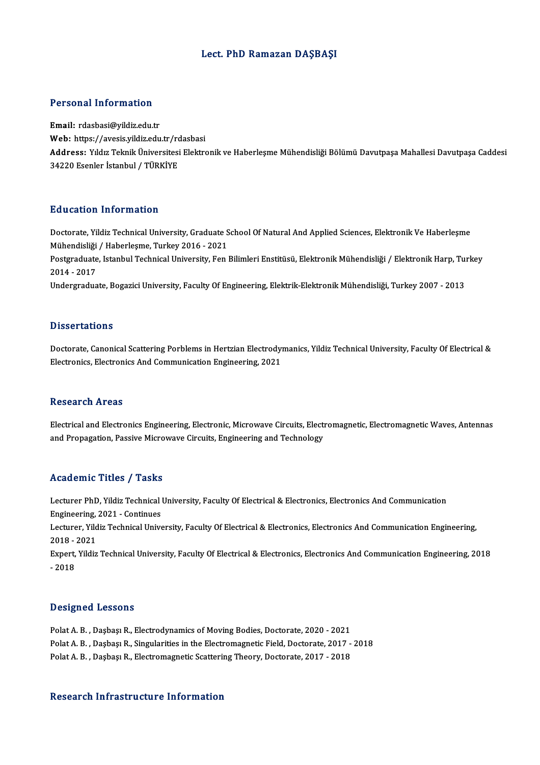# Lect. PhD Ramazan DAŞBAŞI

## Personal Information

**Email:** rdasbasi@yildiz.edu.tr
**Web:** https://avesis.yildiz.edu.tr/rdasbasi
**Address:** Yıldız Teknik Üniversitesi Elektronik ve Haberleşme Mühendisliği Bölümü Davutpaşa Mahallesi Davutpaşa Caddesi 34220 Esenler İstanbul / TÜRKİYE

## Education Information

Doctorate, Yildiz Technical University, Graduate School Of Natural And Applied Sciences, Elektronik Ve Haberleşme Mühendisliği / Haberleşme, Turkey 2016 - 2021
Postgraduate, Istanbul Technical University, Fen Bilimleri Enstitüsü, Elektronik Mühendisliği / Elektronik Harp, Turkey 2014 - 2017
Undergraduate, Bogazici University, Faculty Of Engineering, Elektrik-Elektronik Mühendisliği, Turkey 2007 - 2013

## Dissertations

Doctorate, Canonical Scattering Porblems in Hertzian Electrodymanics, Yildiz Technical University, Faculty Of Electrical & Electronics, Electronics And Communication Engineering, 2021

## Research Areas

Electrical and Electronics Engineering, Electronic, Microwave Circuits, Electromagnetic, Electromagnetic Waves, Antennas and Propagation, Passive Microwave Circuits, Engineering and Technology

## Academic Titles / Tasks

Lecturer PhD, Yildiz Technical University, Faculty Of Electrical & Electronics, Electronics And Communication Engineering, 2021 - Continues
Lecturer, Yildiz Technical University, Faculty Of Electrical & Electronics, Electronics And Communication Engineering, 2018 - 2021
Expert, Yildiz Technical University, Faculty Of Electrical & Electronics, Electronics And Communication Engineering, 2018 - 2018

## Designed Lessons

Polat A. B. , Daşbaşı R., Electrodynamics of Moving Bodies, Doctorate, 2020 - 2021
Polat A. B. , Daşbaşı R., Singularities in the Electromagnetic Field, Doctorate, 2017 - 2018
Polat A. B. , Daşbaşı R., Electromagnetic Scattering Theory, Doctorate, 2017 - 2018

## Research Infrastructure Information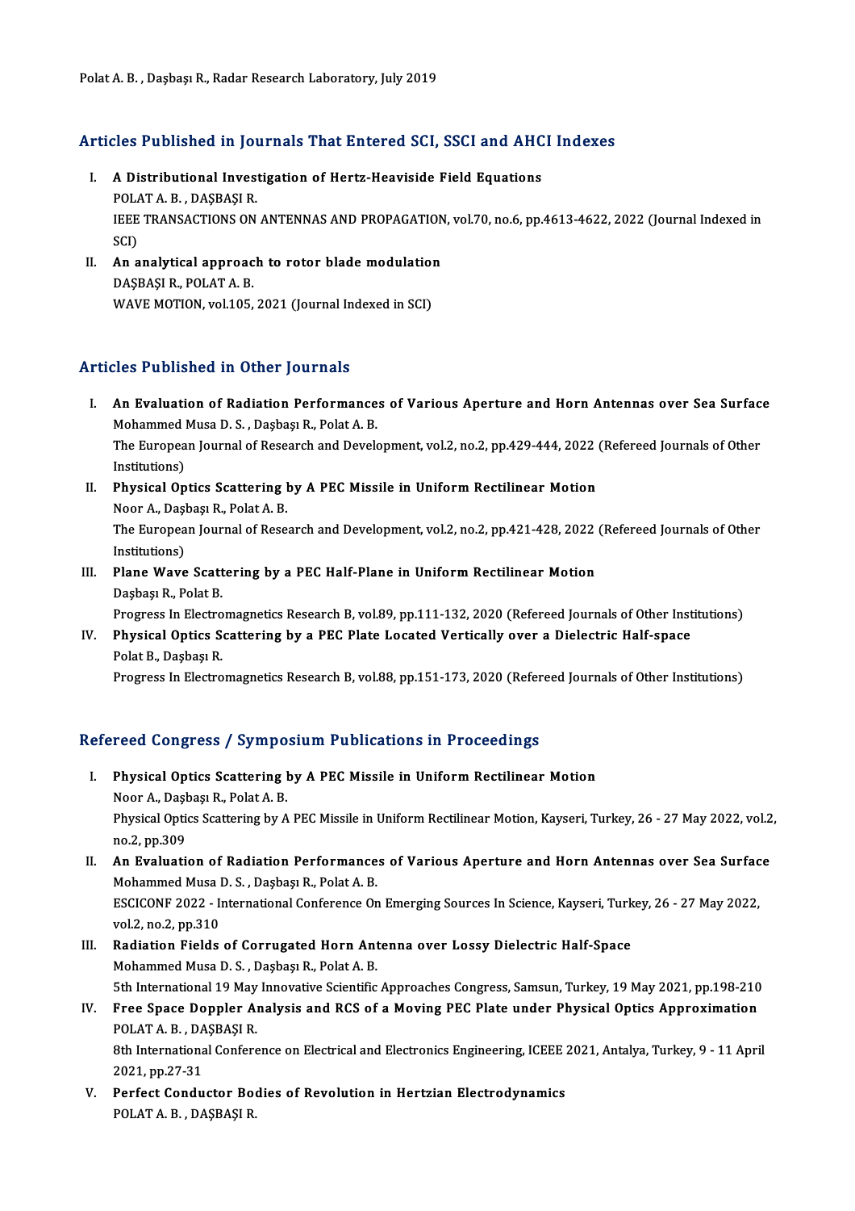Polat A. B. , Daşbaşı R., Radar Research Laboratory, July 2019

## Articles Published in Journals That Entered SCI, SSCI and AHCI Indexes

I. **A Distributional Investigation of Hertz-Heaviside Field Equations**
   POLAT A. B. , DAŞBAŞI R.
   IEEE TRANSACTIONS ON ANTENNAS AND PROPAGATION, vol.70, no.6, pp.4613-4622, 2022 (Journal Indexed in SCI)

II. **An analytical approach to rotor blade modulation**
   DAŞBAŞI R., POLAT A. B.
   WAVE MOTION, vol.105, 2021 (Journal Indexed in SCI)

## Articles Published in Other Journals

I. **An Evaluation of Radiation Performances of Various Aperture and Horn Antennas over Sea Surface**
   Mohammed Musa D. S. , Daşbaşı R., Polat A. B.
   The European Journal of Research and Development, vol.2, no.2, pp.429-444, 2022 (Refereed Journals of Other Institutions)

II. **Physical Optics Scattering by A PEC Missile in Uniform Rectilinear Motion**
   Noor A., Daşbaşı R., Polat A. B.
   The European Journal of Research and Development, vol.2, no.2, pp.421-428, 2022 (Refereed Journals of Other Institutions)

III. **Plane Wave Scattering by a PEC Half-Plane in Uniform Rectilinear Motion**
   Daşbaşı R., Polat B.
   Progress In Electromagnetics Research B, vol.89, pp.111-132, 2020 (Refereed Journals of Other Institutions)

IV. **Physical Optics Scattering by a PEC Plate Located Vertically over a Dielectric Half-space**
   Polat B., Daşbaşı R.
   Progress In Electromagnetics Research B, vol.88, pp.151-173, 2020 (Refereed Journals of Other Institutions)

## Refereed Congress / Symposium Publications in Proceedings

I. **Physical Optics Scattering by A PEC Missile in Uniform Rectilinear Motion**
   Noor A., Daşbaşı R., Polat A. B.
   Physical Optics Scattering by A PEC Missile in Uniform Rectilinear Motion, Kayseri, Turkey, 26 - 27 May 2022, vol.2, no.2, pp.309

II. **An Evaluation of Radiation Performances of Various Aperture and Horn Antennas over Sea Surface**
   Mohammed Musa D. S. , Daşbaşı R., Polat A. B.
   ESCICONF 2022 - International Conference On Emerging Sources In Science, Kayseri, Turkey, 26 - 27 May 2022, vol.2, no.2, pp.310

III. **Radiation Fields of Corrugated Horn Antenna over Lossy Dielectric Half-Space**
   Mohammed Musa D. S. , Daşbaşı R., Polat A. B.
   5th International 19 May Innovative Scientific Approaches Congress, Samsun, Turkey, 19 May 2021, pp.198-210

IV. **Free Space Doppler Analysis and RCS of a Moving PEC Plate under Physical Optics Approximation**
   POLAT A. B. , DAŞBAŞI R.
   8th International Conference on Electrical and Electronics Engineering, ICEEE 2021, Antalya, Turkey, 9 - 11 April 2021, pp.27-31

V. **Perfect Conductor Bodies of Revolution in Hertzian Electrodynamics**
   POLAT A. B. , DAŞBAŞI R.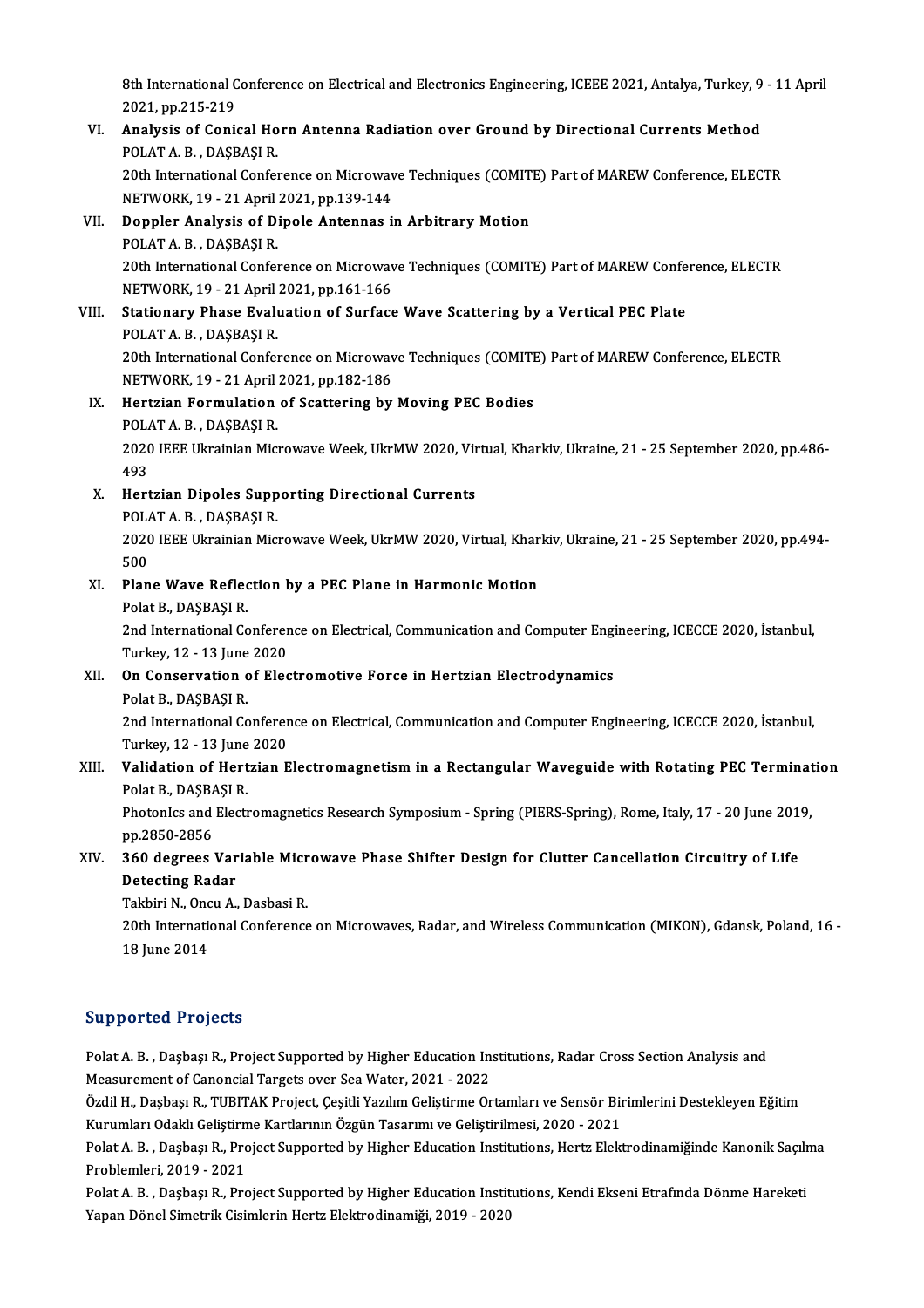8th International Conference on Electrical and Electronics Engineering, ICEEE 2021, Antalya, Turkey, 9 - 11 April 2021, pp.215-219

VI. **Analysis of Conical Horn Antenna Radiation over Ground by Directional Currents Method**
POLAT A. B. , DAŞBAŞI R.
20th International Conference on Microwave Techniques (COMITE) Part of MAREW Conference, ELECTR NETWORK, 19 - 21 April 2021, pp.139-144

VII. **Doppler Analysis of Dipole Antennas in Arbitrary Motion**
POLAT A. B. , DAŞBAŞI R.
20th International Conference on Microwave Techniques (COMITE) Part of MAREW Conference, ELECTR NETWORK, 19 - 21 April 2021, pp.161-166

VIII. **Stationary Phase Evaluation of Surface Wave Scattering by a Vertical PEC Plate**
POLAT A. B. , DAŞBAŞI R.
20th International Conference on Microwave Techniques (COMITE) Part of MAREW Conference, ELECTR NETWORK, 19 - 21 April 2021, pp.182-186

IX. **Hertzian Formulation of Scattering by Moving PEC Bodies**
POLAT A. B. , DAŞBAŞI R.
2020 IEEE Ukrainian Microwave Week, UkrMW 2020, Virtual, Kharkiv, Ukraine, 21 - 25 September 2020, pp.486-493

X. **Hertzian Dipoles Supporting Directional Currents**
POLAT A. B. , DAŞBAŞI R.
2020 IEEE Ukrainian Microwave Week, UkrMW 2020, Virtual, Kharkiv, Ukraine, 21 - 25 September 2020, pp.494-500

XI. **Plane Wave Reflection by a PEC Plane in Harmonic Motion**
Polat B., DAŞBAŞI R.
2nd International Conference on Electrical, Communication and Computer Engineering, ICECCE 2020, İstanbul, Turkey, 12 - 13 June 2020

XII. **On Conservation of Electromotive Force in Hertzian Electrodynamics**
Polat B., DAŞBAŞI R.
2nd International Conference on Electrical, Communication and Computer Engineering, ICECCE 2020, İstanbul, Turkey, 12 - 13 June 2020

XIII. **Validation of Hertzian Electromagnetism in a Rectangular Waveguide with Rotating PEC Termination**
Polat B., DAŞBAŞI R.
PhotonIcs and Electromagnetics Research Symposium - Spring (PIERS-Spring), Rome, Italy, 17 - 20 June 2019, pp.2850-2856

XIV. **360 degrees Variable Microwave Phase Shifter Design for Clutter Cancellation Circuitry of Life Detecting Radar**
Takbiri N., Oncu A., Dasbasi R.
20th International Conference on Microwaves, Radar, and Wireless Communication (MIKON), Gdansk, Poland, 16 - 18 June 2014

## Supported Projects

Polat A. B. , Daşbaşı R., Project Supported by Higher Education Institutions, Radar Cross Section Analysis and Measurement of Canoncial Targets over Sea Water, 2021 - 2022

Özdil H., Daşbaşı R., TUBITAK Project, Çeşitli Yazılım Geliştirme Ortamları ve Sensör Birimlerini Destekleyen Eğitim Kurumları Odaklı Geliştirme Kartlarının Özgün Tasarımı ve Geliştirilmesi, 2020 - 2021

Polat A. B. , Daşbaşı R., Project Supported by Higher Education Institutions, Hertz Elektrodinamiğinde Kanonik Saçılma Problemleri, 2019 - 2021

Polat A. B. , Daşbaşı R., Project Supported by Higher Education Institutions, Kendi Ekseni Etrafında Dönme Hareketi Yapan Dönel Simetrik Cisimlerin Hertz Elektrodinamiği, 2019 - 2020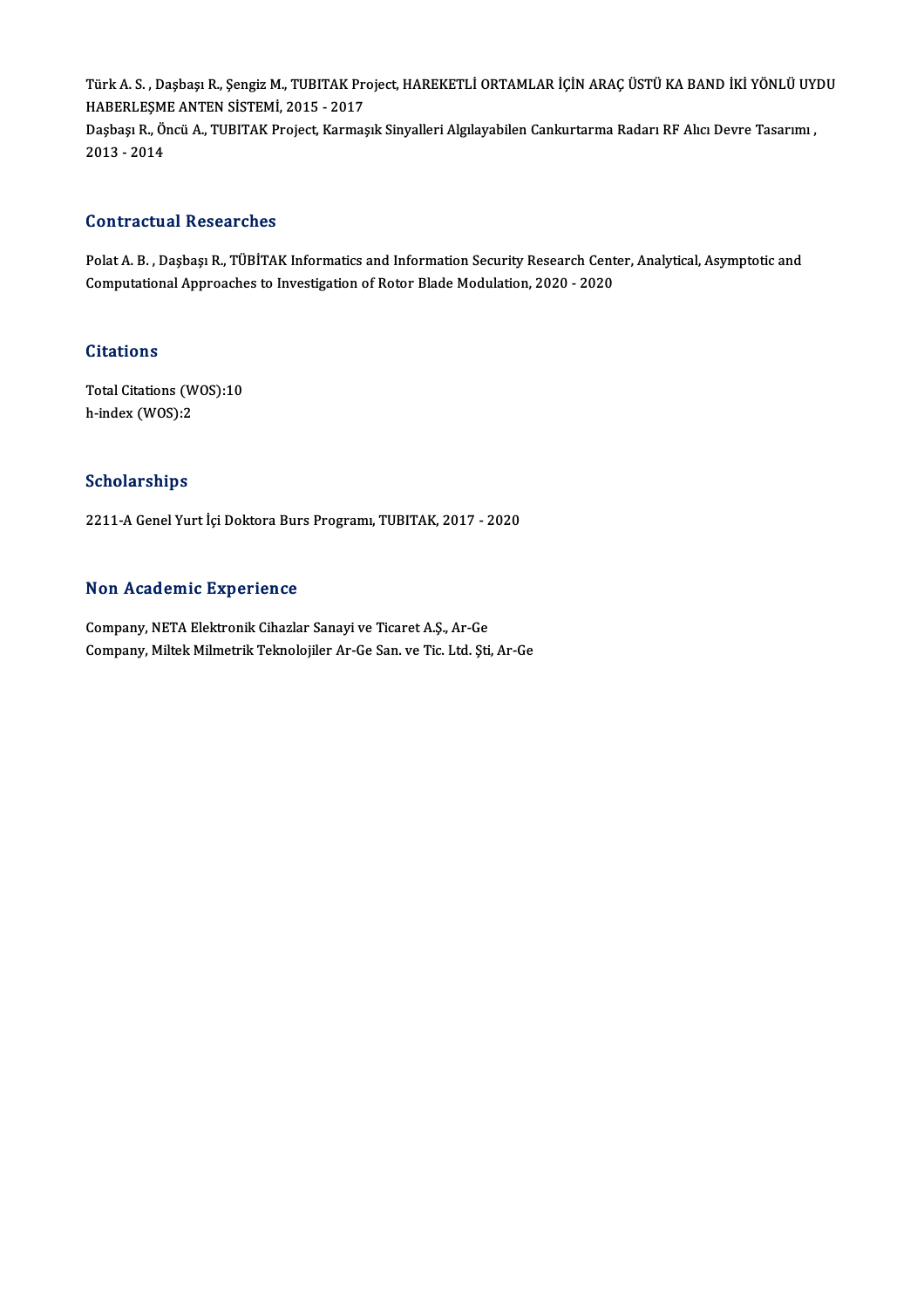Türk A. S. , Daşbaşı R., Şengiz M., TUBITAK Project, HAREKETLİ ORTAMLAR İÇİN ARAÇ ÜSTÜ KA BAND İKİ YÖNLÜ UYDU HABERLEŞME ANTEN SİSTEMİ, 2015 - 2017

Daşbaşı R., Öncü A., TUBITAK Project, Karmaşık Sinyalleri Algılayabilen Cankurtarma Radarı RF Alıcı Devre Tasarımı , 2013 - 2014

## Contractual Researches

Polat A. B. , Daşbaşı R., TÜBİTAK Informatics and Information Security Research Center, Analytical, Asymptotic and Computational Approaches to Investigation of Rotor Blade Modulation, 2020 - 2020

## Citations

Total Citations (WOS):10
h-index (WOS):2

## Scholarships

2211-A Genel Yurt İçi Doktora Burs Programı, TUBITAK, 2017 - 2020

## Non Academic Experience

Company, NETA Elektronik Cihazlar Sanayi ve Ticaret A.Ş., Ar-Ge
Company, Miltek Milmetrik Teknolojiler Ar-Ge San. ve Tic. Ltd. Şti, Ar-Ge